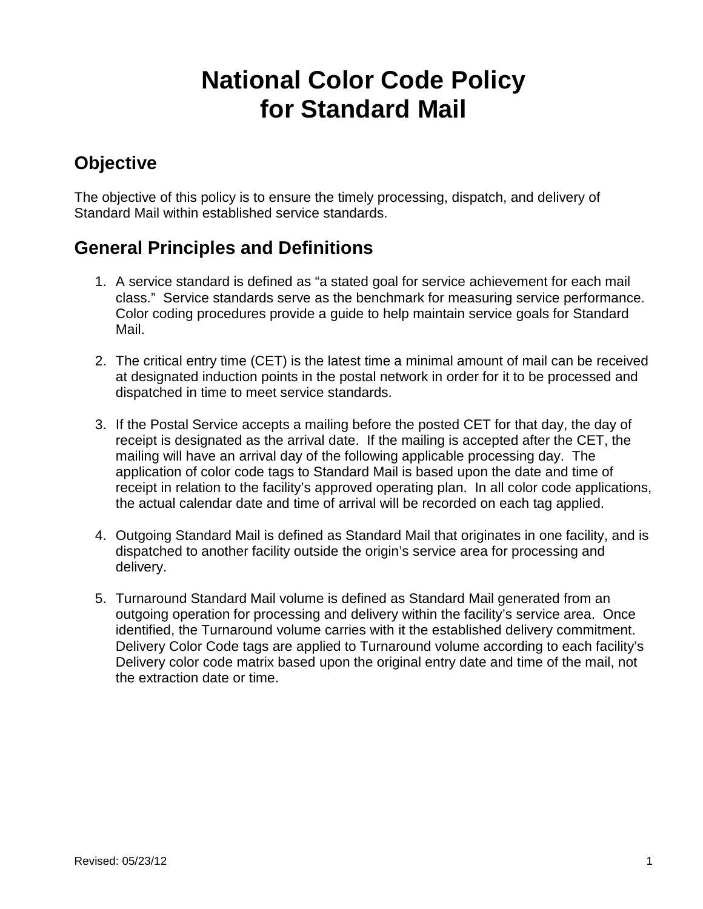# National Color Code Policy for Standard Mail

## Objective

The objective of this policy is to ensure the timely processing, dispatch, and delivery of Standard Mail within established service standards.

## General Principles and Definitions

1. A service standard is defined as "a stated goal for service achievement for each mail class." Service standards serve as the benchmark for measuring service performance. Color coding procedures provide a guide to help maintain service goals for Standard Mail.

2. The critical entry time (CET) is the latest time a minimal amount of mail can be received at designated induction points in the postal network in order for it to be processed and dispatched in time to meet service standards.

3. If the Postal Service accepts a mailing before the posted CET for that day, the day of receipt is designated as the arrival date. If the mailing is accepted after the CET, the mailing will have an arrival day of the following applicable processing day. The application of color code tags to Standard Mail is based upon the date and time of receipt in relation to the facility's approved operating plan. In all color code applications, the actual calendar date and time of arrival will be recorded on each tag applied.

4. Outgoing Standard Mail is defined as Standard Mail that originates in one facility, and is dispatched to another facility outside the origin's service area for processing and delivery.

5. Turnaround Standard Mail volume is defined as Standard Mail generated from an outgoing operation for processing and delivery within the facility's service area. Once identified, the Turnaround volume carries with it the established delivery commitment. Delivery Color Code tags are applied to Turnaround volume according to each facility's Delivery color code matrix based upon the original entry date and time of the mail, not the extraction date or time.

Revised: 05/23/12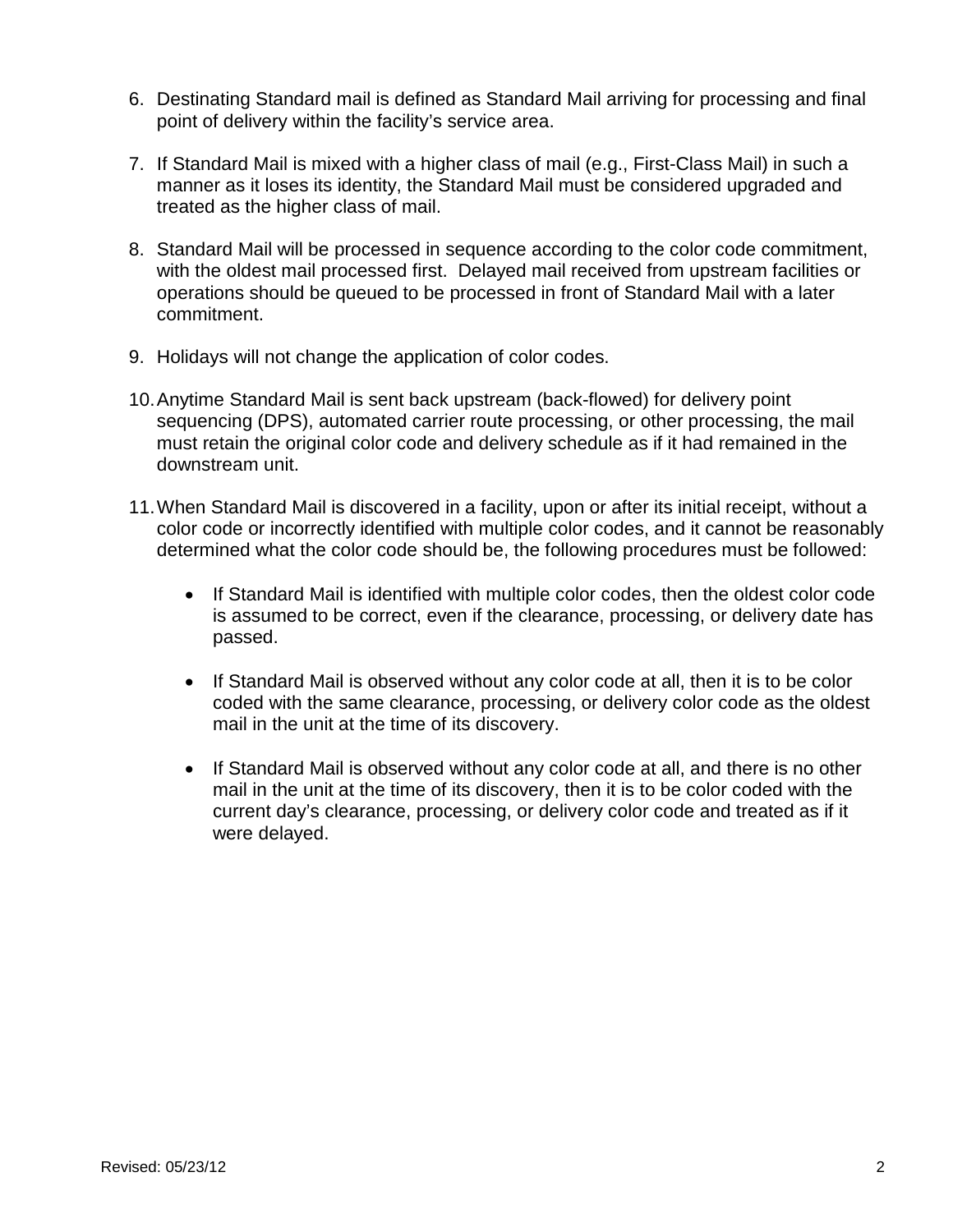6. Destinating Standard mail is defined as Standard Mail arriving for processing and final point of delivery within the facility's service area.

7. If Standard Mail is mixed with a higher class of mail (e.g., First-Class Mail) in such a manner as it loses its identity, the Standard Mail must be considered upgraded and treated as the higher class of mail.

8. Standard Mail will be processed in sequence according to the color code commitment, with the oldest mail processed first. Delayed mail received from upstream facilities or operations should be queued to be processed in front of Standard Mail with a later commitment.

9. Holidays will not change the application of color codes.

10. Anytime Standard Mail is sent back upstream (back-flowed) for delivery point sequencing (DPS), automated carrier route processing, or other processing, the mail must retain the original color code and delivery schedule as if it had remained in the downstream unit.

11. When Standard Mail is discovered in a facility, upon or after its initial receipt, without a color code or incorrectly identified with multiple color codes, and it cannot be reasonably determined what the color code should be, the following procedures must be followed:

    - If Standard Mail is identified with multiple color codes, then the oldest color code is assumed to be correct, even if the clearance, processing, or delivery date has passed.

    - If Standard Mail is observed without any color code at all, then it is to be color coded with the same clearance, processing, or delivery color code as the oldest mail in the unit at the time of its discovery.

    - If Standard Mail is observed without any color code at all, and there is no other mail in the unit at the time of its discovery, then it is to be color coded with the current day's clearance, processing, or delivery color code and treated as if it were delayed.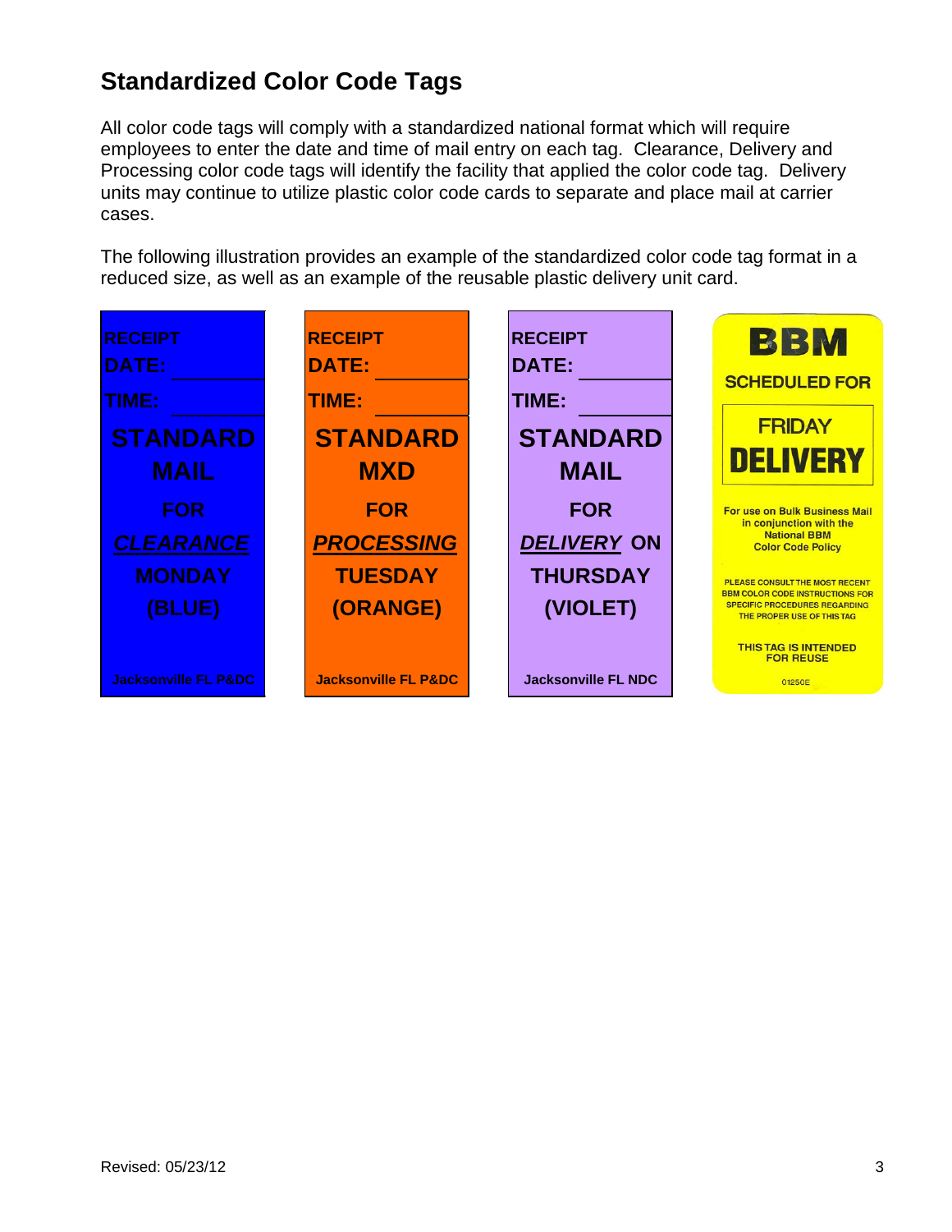## Standardized Color Code Tags

All color code tags will comply with a standardized national format which will require employees to enter the date and time of mail entry on each tag. Clearance, Delivery and Processing color code tags will identify the facility that applied the color code tag. Delivery units may continue to utilize plastic color code cards to separate and place mail at carrier cases.

The following illustration provides an example of the standardized color code tag format in a reduced size, as well as an example of the reusable plastic delivery unit card.

| | | | |
|---|---|---|---|
| RECEIPT<br>DATE: ______<br>TIME: ______<br>**STANDARD MAIL**<br>**FOR**<br>***CLEARANCE***<br>**MONDAY**<br>**(BLUE)**<br>Jacksonville FL P&DC | RECEIPT<br>DATE: ______<br>TIME: ______<br>**STANDARD MXD**<br>**FOR**<br>***PROCESSING***<br>**TUESDAY**<br>**(ORANGE)**<br>Jacksonville FL P&DC | RECEIPT<br>DATE: ______<br>TIME: ______<br>**STANDARD MAIL**<br>**FOR**<br>***DELIVERY* ON**<br>**THURSDAY**<br>**(VIOLET)**<br>Jacksonville FL NDC | **BBM**<br>SCHEDULED FOR<br>FRIDAY<br>**DELIVERY**<br>For use on Bulk Business Mail in conjunction with the National BBM Color Code Policy<br>PLEASE CONSULT THE MOST RECENT BBM COLOR CODE INSTRUCTIONS FOR SPECIFIC PROCEDURES REGARDING THE PROPER USE OF THIS TAG<br>THIS TAG IS INTENDED FOR REUSE<br>01250E |

Revised: 05/23/12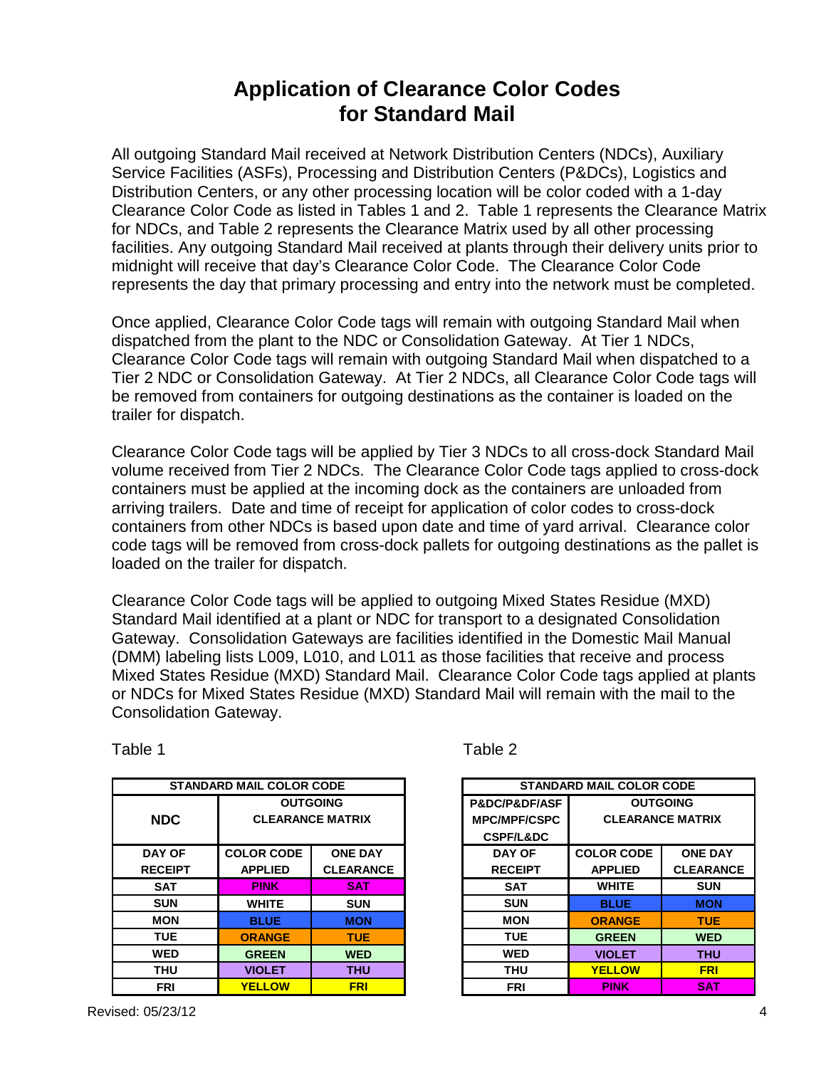# Application of Clearance Color Codes for Standard Mail

All outgoing Standard Mail received at Network Distribution Centers (NDCs), Auxiliary Service Facilities (ASFs), Processing and Distribution Centers (P&DCs), Logistics and Distribution Centers, or any other processing location will be color coded with a 1-day Clearance Color Code as listed in Tables 1 and 2. Table 1 represents the Clearance Matrix for NDCs, and Table 2 represents the Clearance Matrix used by all other processing facilities. Any outgoing Standard Mail received at plants through their delivery units prior to midnight will receive that day's Clearance Color Code. The Clearance Color Code represents the day that primary processing and entry into the network must be completed.

Once applied, Clearance Color Code tags will remain with outgoing Standard Mail when dispatched from the plant to the NDC or Consolidation Gateway. At Tier 1 NDCs, Clearance Color Code tags will remain with outgoing Standard Mail when dispatched to a Tier 2 NDC or Consolidation Gateway. At Tier 2 NDCs, all Clearance Color Code tags will be removed from containers for outgoing destinations as the container is loaded on the trailer for dispatch.

Clearance Color Code tags will be applied by Tier 3 NDCs to all cross-dock Standard Mail volume received from Tier 2 NDCs. The Clearance Color Code tags applied to cross-dock containers must be applied at the incoming dock as the containers are unloaded from arriving trailers. Date and time of receipt for application of color codes to cross-dock containers from other NDCs is based upon date and time of yard arrival. Clearance color code tags will be removed from cross-dock pallets for outgoing destinations as the pallet is loaded on the trailer for dispatch.

Clearance Color Code tags will be applied to outgoing Mixed States Residue (MXD) Standard Mail identified at a plant or NDC for transport to a designated Consolidation Gateway. Consolidation Gateways are facilities identified in the Domestic Mail Manual (DMM) labeling lists L009, L010, and L011 as those facilities that receive and process Mixed States Residue (MXD) Standard Mail. Clearance Color Code tags applied at plants or NDCs for Mixed States Residue (MXD) Standard Mail will remain with the mail to the Consolidation Gateway.

Table 1

| STANDARD MAIL COLOR CODE | | |
|---|---|---|
| NDC | OUTGOING CLEARANCE MATRIX | |
| DAY OF RECEIPT | COLOR CODE APPLIED | ONE DAY CLEARANCE |
| SAT | PINK | SAT |
| SUN | WHITE | SUN |
| MON | BLUE | MON |
| TUE | ORANGE | TUE |
| WED | GREEN | WED |
| THU | VIOLET | THU |
| FRI | YELLOW | FRI |

Table 2

| STANDARD MAIL COLOR CODE | | |
|---|---|---|
| P&DC/P&DF/ASF MPC/MPF/CSPC CSPF/L&DC | OUTGOING CLEARANCE MATRIX | |
| DAY OF RECEIPT | COLOR CODE APPLIED | ONE DAY CLEARANCE |
| SAT | WHITE | SUN |
| SUN | BLUE | MON |
| MON | ORANGE | TUE |
| TUE | GREEN | WED |
| WED | VIOLET | THU |
| THU | YELLOW | FRI |
| FRI | PINK | SAT |

Revised: 05/23/12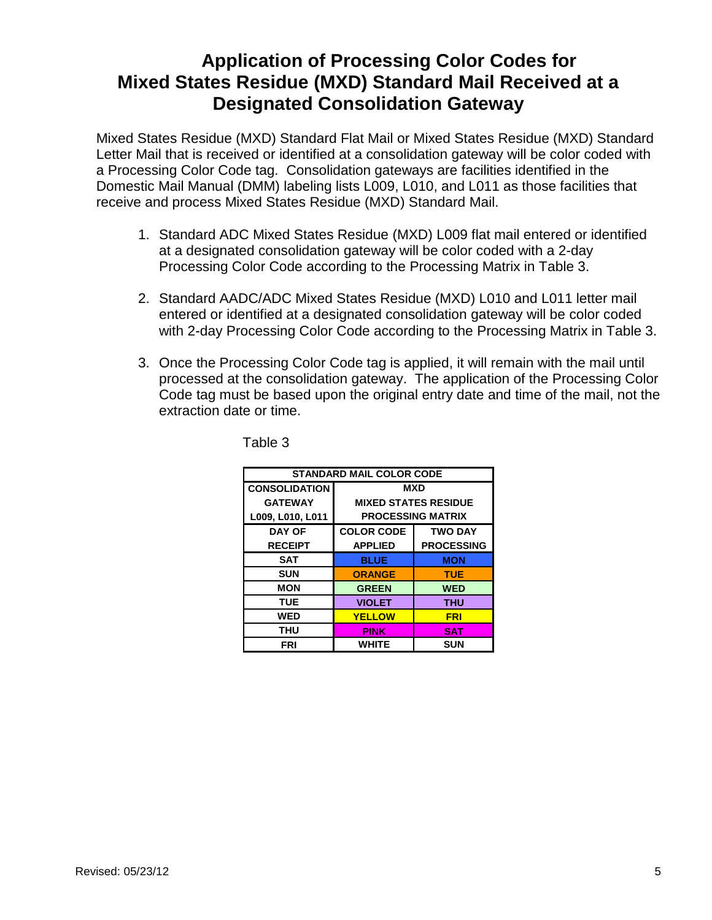# Application of Processing Color Codes for Mixed States Residue (MXD) Standard Mail Received at a Designated Consolidation Gateway

Mixed States Residue (MXD) Standard Flat Mail or Mixed States Residue (MXD) Standard Letter Mail that is received or identified at a consolidation gateway will be color coded with a Processing Color Code tag. Consolidation gateways are facilities identified in the Domestic Mail Manual (DMM) labeling lists L009, L010, and L011 as those facilities that receive and process Mixed States Residue (MXD) Standard Mail.

1. Standard ADC Mixed States Residue (MXD) L009 flat mail entered or identified at a designated consolidation gateway will be color coded with a 2-day Processing Color Code according to the Processing Matrix in Table 3.

2. Standard AADC/ADC Mixed States Residue (MXD) L010 and L011 letter mail entered or identified at a designated consolidation gateway will be color coded with 2-day Processing Color Code according to the Processing Matrix in Table 3.

3. Once the Processing Color Code tag is applied, it will remain with the mail until processed at the consolidation gateway. The application of the Processing Color Code tag must be based upon the original entry date and time of the mail, not the extraction date or time.

Table 3

| STANDARD MAIL COLOR CODE | | |
|---|---|---|
| CONSOLIDATION GATEWAY L009, L010, L011 | MXD MIXED STATES RESIDUE PROCESSING MATRIX | |
| DAY OF RECEIPT | COLOR CODE APPLIED | TWO DAY PROCESSING |
| SAT | BLUE | MON |
| SUN | ORANGE | TUE |
| MON | GREEN | WED |
| TUE | VIOLET | THU |
| WED | YELLOW | FRI |
| THU | PINK | SAT |
| FRI | WHITE | SUN |

Revised: 05/23/12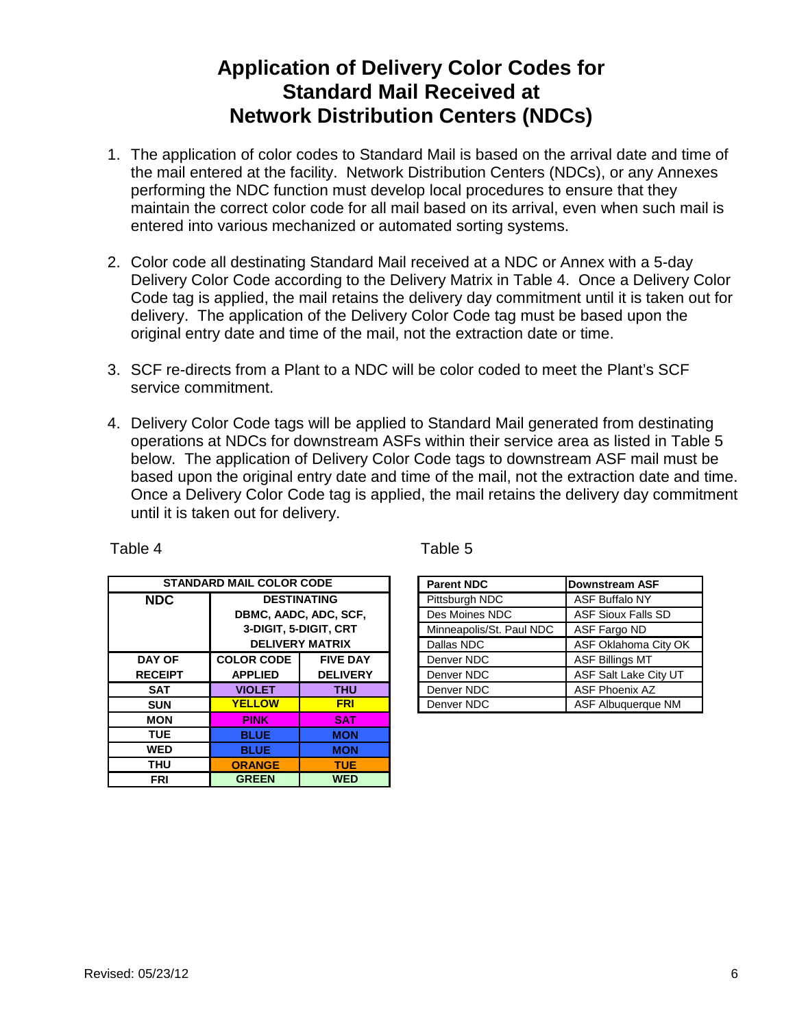# Application of Delivery Color Codes for Standard Mail Received at Network Distribution Centers (NDCs)

1. The application of color codes to Standard Mail is based on the arrival date and time of the mail entered at the facility. Network Distribution Centers (NDCs), or any Annexes performing the NDC function must develop local procedures to ensure that they maintain the correct color code for all mail based on its arrival, even when such mail is entered into various mechanized or automated sorting systems.

2. Color code all destinating Standard Mail received at a NDC or Annex with a 5-day Delivery Color Code according to the Delivery Matrix in Table 4. Once a Delivery Color Code tag is applied, the mail retains the delivery day commitment until it is taken out for delivery. The application of the Delivery Color Code tag must be based upon the original entry date and time of the mail, not the extraction date or time.

3. SCF re-directs from a Plant to a NDC will be color coded to meet the Plant's SCF service commitment.

4. Delivery Color Code tags will be applied to Standard Mail generated from destinating operations at NDCs for downstream ASFs within their service area as listed in Table 5 below. The application of Delivery Color Code tags to downstream ASF mail must be based upon the original entry date and time of the mail, not the extraction date and time. Once a Delivery Color Code tag is applied, the mail retains the delivery day commitment until it is taken out for delivery.

Table 4

| STANDARD MAIL COLOR CODE | | |
|---|---|---|
| **NDC** | **DESTINATING DBMC, AADC, ADC, SCF, 3-DIGIT, 5-DIGIT, CRT DELIVERY MATRIX** | |
| **DAY OF RECEIPT** | **COLOR CODE APPLIED** | **FIVE DAY DELIVERY** |
| **SAT** | **VIOLET** | **THU** |
| **SUN** | **YELLOW** | **FRI** |
| **MON** | **PINK** | **SAT** |
| **TUE** | **BLUE** | **MON** |
| **WED** | **BLUE** | **MON** |
| **THU** | **ORANGE** | **TUE** |
| **FRI** | **GREEN** | **WED** |

Table 5

| Parent NDC | Downstream ASF |
|---|---|
| Pittsburgh NDC | ASF Buffalo NY |
| Des Moines NDC | ASF Sioux Falls SD |
| Minneapolis/St. Paul NDC | ASF Fargo ND |
| Dallas NDC | ASF Oklahoma City OK |
| Denver NDC | ASF Billings MT |
| Denver NDC | ASF Salt Lake City UT |
| Denver NDC | ASF Phoenix AZ |
| Denver NDC | ASF Albuquerque NM |

Revised: 05/23/12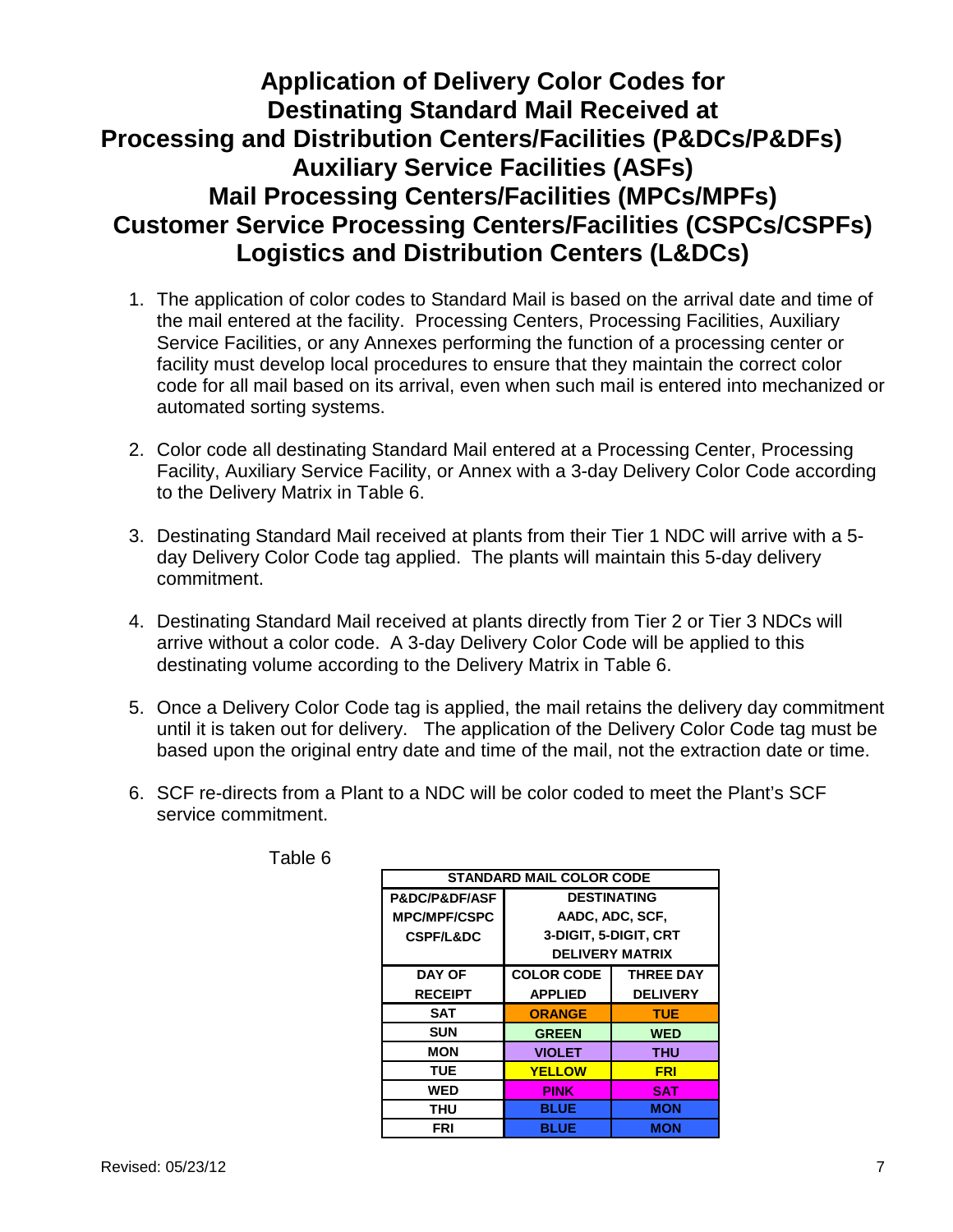# Application of Delivery Color Codes for Destinating Standard Mail Received at Processing and Distribution Centers/Facilities (P&DCs/P&DFs) Auxiliary Service Facilities (ASFs) Mail Processing Centers/Facilities (MPCs/MPFs) Customer Service Processing Centers/Facilities (CSPCs/CSPFs) Logistics and Distribution Centers (L&DCs)

1. The application of color codes to Standard Mail is based on the arrival date and time of the mail entered at the facility. Processing Centers, Processing Facilities, Auxiliary Service Facilities, or any Annexes performing the function of a processing center or facility must develop local procedures to ensure that they maintain the correct color code for all mail based on its arrival, even when such mail is entered into mechanized or automated sorting systems.

2. Color code all destinating Standard Mail entered at a Processing Center, Processing Facility, Auxiliary Service Facility, or Annex with a 3-day Delivery Color Code according to the Delivery Matrix in Table 6.

3. Destinating Standard Mail received at plants from their Tier 1 NDC will arrive with a 5-day Delivery Color Code tag applied. The plants will maintain this 5-day delivery commitment.

4. Destinating Standard Mail received at plants directly from Tier 2 or Tier 3 NDCs will arrive without a color code. A 3-day Delivery Color Code will be applied to this destinating volume according to the Delivery Matrix in Table 6.

5. Once a Delivery Color Code tag is applied, the mail retains the delivery day commitment until it is taken out for delivery. The application of the Delivery Color Code tag must be based upon the original entry date and time of the mail, not the extraction date or time.

6. SCF re-directs from a Plant to a NDC will be color coded to meet the Plant's SCF service commitment.

Table 6

| STANDARD MAIL COLOR CODE | | |
|---|---|---|
| P&DC/P&DF/ASF MPC/MPF/CSPC CSPF/L&DC | DESTINATING AADC, ADC, SCF, 3-DIGIT, 5-DIGIT, CRT DELIVERY MATRIX | |
| DAY OF RECEIPT | COLOR CODE APPLIED | THREE DAY DELIVERY |
| SAT | ORANGE | TUE |
| SUN | GREEN | WED |
| MON | VIOLET | THU |
| TUE | YELLOW | FRI |
| WED | PINK | SAT |
| THU | BLUE | MON |
| FRI | BLUE | MON |

Revised: 05/23/12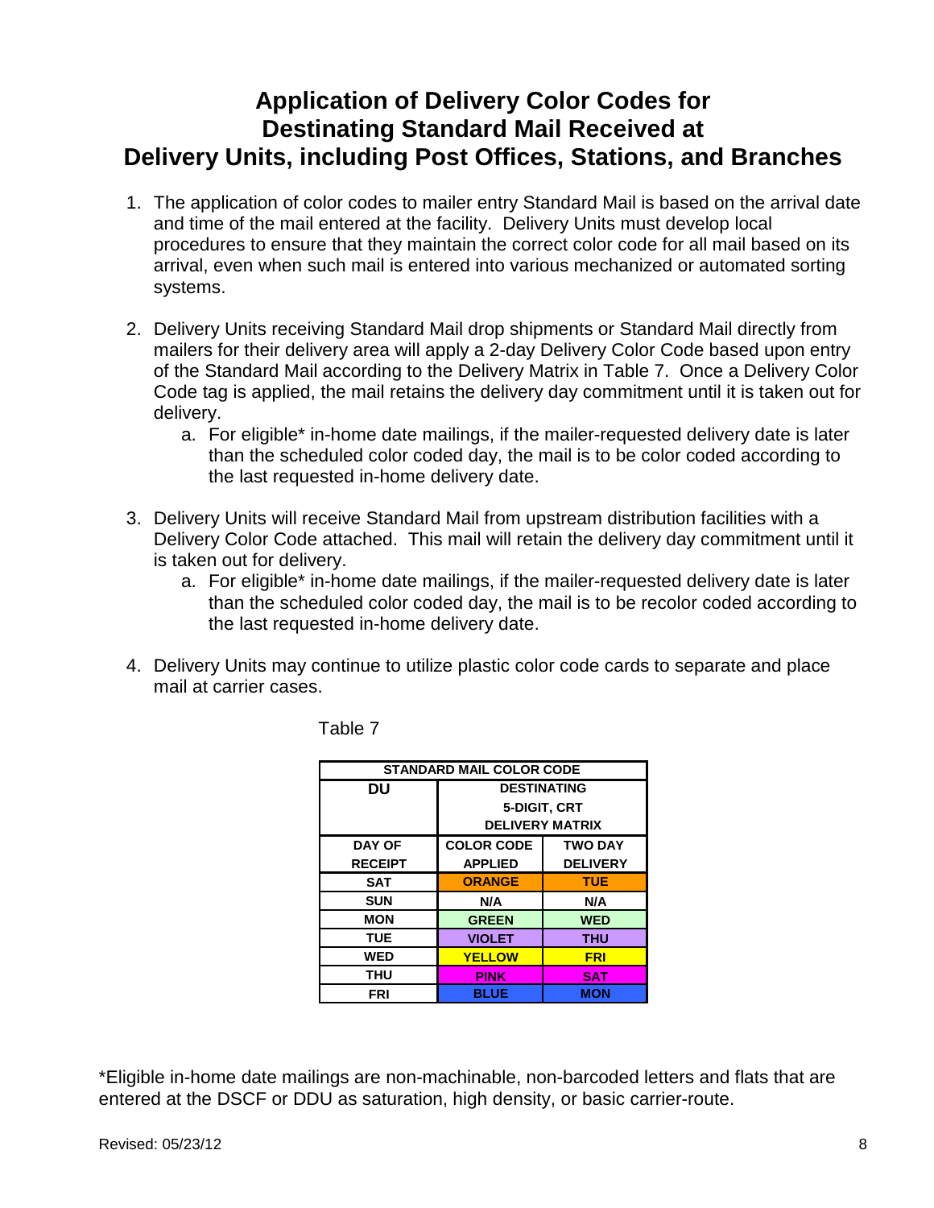# Application of Delivery Color Codes for Destinating Standard Mail Received at Delivery Units, including Post Offices, Stations, and Branches

1. The application of color codes to mailer entry Standard Mail is based on the arrival date and time of the mail entered at the facility. Delivery Units must develop local procedures to ensure that they maintain the correct color code for all mail based on its arrival, even when such mail is entered into various mechanized or automated sorting systems.

2. Delivery Units receiving Standard Mail drop shipments or Standard Mail directly from mailers for their delivery area will apply a 2-day Delivery Color Code based upon entry of the Standard Mail according to the Delivery Matrix in Table 7. Once a Delivery Color Code tag is applied, the mail retains the delivery day commitment until it is taken out for delivery.
   a. For eligible* in-home date mailings, if the mailer-requested delivery date is later than the scheduled color coded day, the mail is to be color coded according to the last requested in-home delivery date.

3. Delivery Units will receive Standard Mail from upstream distribution facilities with a Delivery Color Code attached. This mail will retain the delivery day commitment until it is taken out for delivery.
   a. For eligible* in-home date mailings, if the mailer-requested delivery date is later than the scheduled color coded day, the mail is to be recolor coded according to the last requested in-home delivery date.

4. Delivery Units may continue to utilize plastic color code cards to separate and place mail at carrier cases.

Table 7

| STANDARD MAIL COLOR CODE | | |
|---|---|---|
| **DU** | **DESTINATING 5-DIGIT, CRT DELIVERY MATRIX** | |
| **DAY OF RECEIPT** | **COLOR CODE APPLIED** | **TWO DAY DELIVERY** |
| SAT | ORANGE | TUE |
| SUN | N/A | N/A |
| MON | GREEN | WED |
| TUE | VIOLET | THU |
| WED | YELLOW | FRI |
| THU | PINK | SAT |
| FRI | BLUE | MON |

*Eligible in-home date mailings are non-machinable, non-barcoded letters and flats that are entered at the DSCF or DDU as saturation, high density, or basic carrier-route.

Revised: 05/23/12